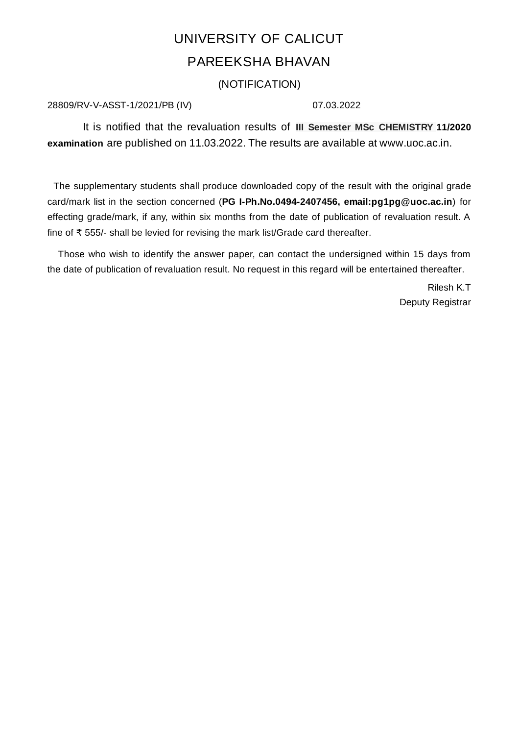# UNIVERSITY OF CALICUT

## PAREEKSHA BHAVAN

### (NOTIFICATION)

28809/RV-V-ASST-1/2021/PB (IV) 07.03.2022

It is notified that the revaluation results of **III Semester MSc CHEMISTRY 11/2020 examination** are published on 11.03.2022. The results are available at www.uoc.ac.in.

The supplementary students shall produce downloaded copy of the result with the original grade card/mark list in the section concerned (**PG I-Ph.No.0494-2407456, email:pg1pg@uoc.ac.in**) for effecting grade/mark, if any, within six months from the date of publication of revaluation result. A fine of ₹ 555/- shall be levied for revising the mark list/Grade card thereafter.

Those who wish to identify the answer paper, can contact the undersigned within 15 days from the date of publication of revaluation result. No request in this regard will be entertained thereafter.

Rilesh K.T
Deputy Registrar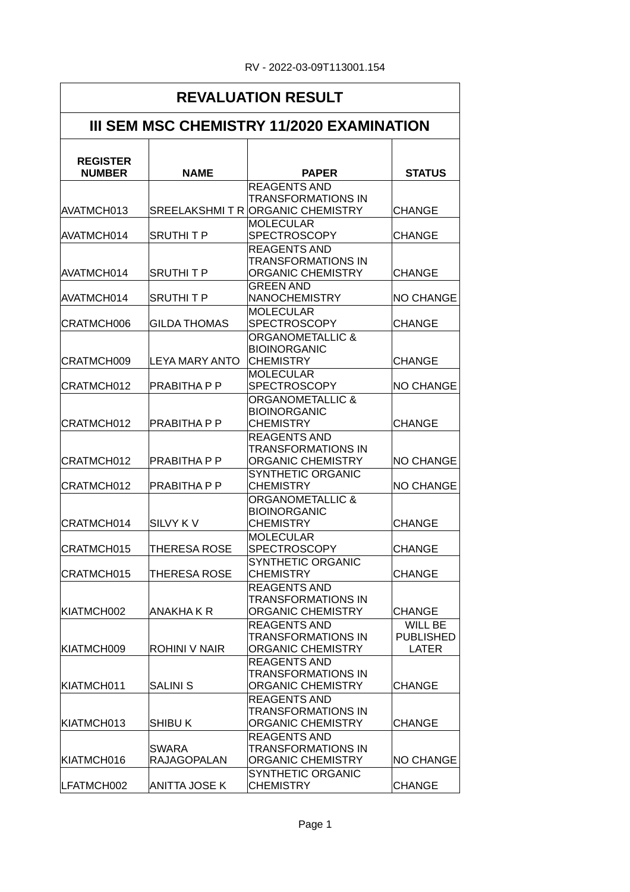RV - 2022-03-09T113001.154

# REVALUATION RESULT

## III SEM MSC CHEMISTRY 11/2020 EXAMINATION

| REGISTER NUMBER | NAME | PAPER | STATUS |
|---|---|---|---|
| AVATMCH013 | SREELAKSHMI T R | REAGENTS AND TRANSFORMATIONS IN ORGANIC CHEMISTRY | CHANGE |
| AVATMCH014 | SRUTHI T P | MOLECULAR SPECTROSCOPY | CHANGE |
| AVATMCH014 | SRUTHI T P | REAGENTS AND TRANSFORMATIONS IN ORGANIC CHEMISTRY | CHANGE |
| AVATMCH014 | SRUTHI T P | GREEN AND NANOCHEMISTRY | NO CHANGE |
| CRATMCH006 | GILDA THOMAS | MOLECULAR SPECTROSCOPY | CHANGE |
| CRATMCH009 | LEYA MARY ANTO | ORGANOMETALLIC & BIOINORGANIC CHEMISTRY | CHANGE |
| CRATMCH012 | PRABITHA P P | MOLECULAR SPECTROSCOPY | NO CHANGE |
| CRATMCH012 | PRABITHA P P | ORGANOMETALLIC & BIOINORGANIC CHEMISTRY | CHANGE |
| CRATMCH012 | PRABITHA P P | REAGENTS AND TRANSFORMATIONS IN ORGANIC CHEMISTRY | NO CHANGE |
| CRATMCH012 | PRABITHA P P | SYNTHETIC ORGANIC CHEMISTRY | NO CHANGE |
| CRATMCH014 | SILVY K V | ORGANOMETALLIC & BIOINORGANIC CHEMISTRY | CHANGE |
| CRATMCH015 | THERESA ROSE | MOLECULAR SPECTROSCOPY | CHANGE |
| CRATMCH015 | THERESA ROSE | SYNTHETIC ORGANIC CHEMISTRY | CHANGE |
| KIATMCH002 | ANAKHA K R | REAGENTS AND TRANSFORMATIONS IN ORGANIC CHEMISTRY | CHANGE |
| KIATMCH009 | ROHINI V NAIR | REAGENTS AND TRANSFORMATIONS IN ORGANIC CHEMISTRY | WILL BE PUBLISHED LATER |
| KIATMCH011 | SALINI S | REAGENTS AND TRANSFORMATIONS IN ORGANIC CHEMISTRY | CHANGE |
| KIATMCH013 | SHIBU K | REAGENTS AND TRANSFORMATIONS IN ORGANIC CHEMISTRY | CHANGE |
| KIATMCH016 | SWARA RAJAGOPALAN | REAGENTS AND TRANSFORMATIONS IN ORGANIC CHEMISTRY | NO CHANGE |
| LFATMCH002 | ANITTA JOSE K | SYNTHETIC ORGANIC CHEMISTRY | CHANGE |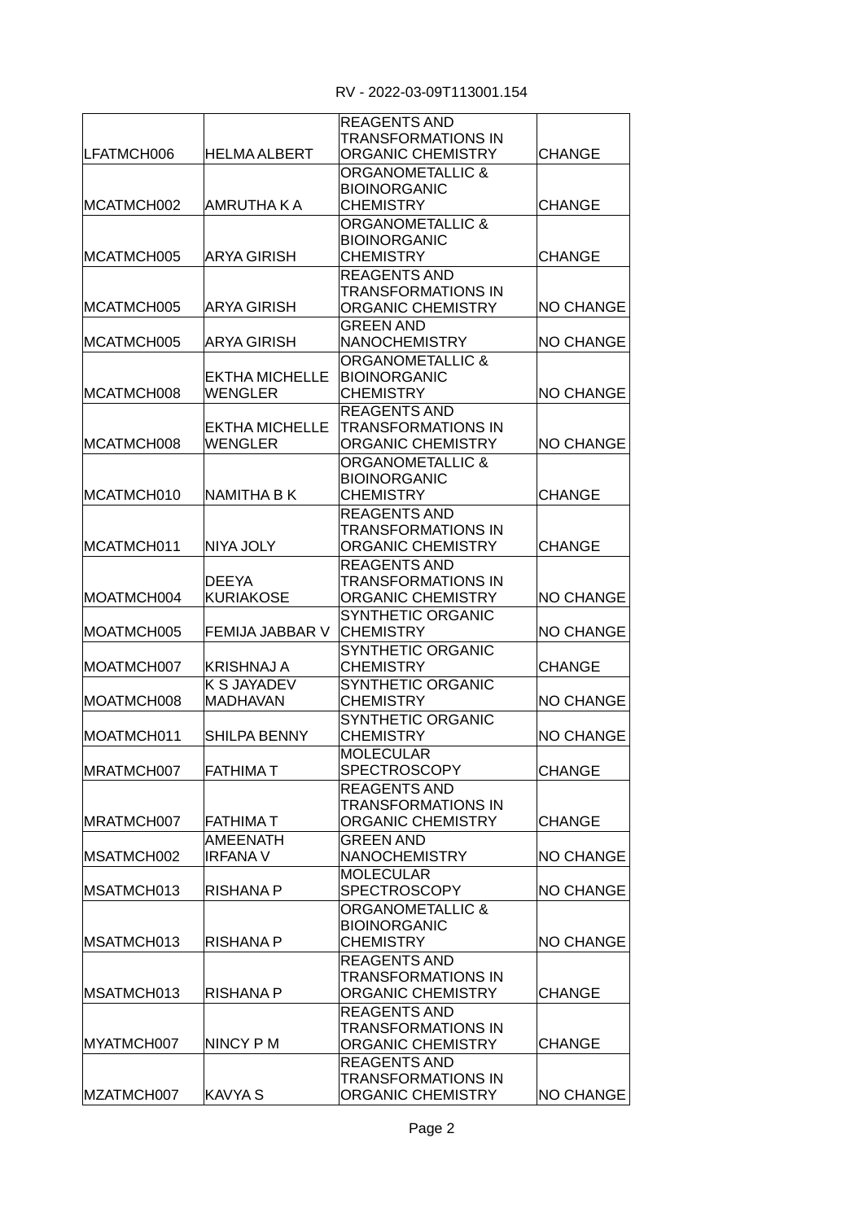| | | | |
|---|---|---|---|
| LFATMCH006 | HELMA ALBERT | REAGENTS AND TRANSFORMATIONS IN ORGANIC CHEMISTRY | CHANGE |
| MCATMCH002 | AMRUTHA K A | ORGANOMETALLIC & BIOINORGANIC CHEMISTRY | CHANGE |
| MCATMCH005 | ARYA GIRISH | ORGANOMETALLIC & BIOINORGANIC CHEMISTRY | CHANGE |
| MCATMCH005 | ARYA GIRISH | REAGENTS AND TRANSFORMATIONS IN ORGANIC CHEMISTRY | NO CHANGE |
| MCATMCH005 | ARYA GIRISH | GREEN AND NANOCHEMISTRY | NO CHANGE |
| MCATMCH008 | EKTHA MICHELLE WENGLER | ORGANOMETALLIC & BIOINORGANIC CHEMISTRY | NO CHANGE |
| MCATMCH008 | EKTHA MICHELLE WENGLER | REAGENTS AND TRANSFORMATIONS IN ORGANIC CHEMISTRY | NO CHANGE |
| MCATMCH010 | NAMITHA B K | ORGANOMETALLIC & BIOINORGANIC CHEMISTRY | CHANGE |
| MCATMCH011 | NIYA JOLY | REAGENTS AND TRANSFORMATIONS IN ORGANIC CHEMISTRY | CHANGE |
| MOATMCH004 | DEEYA KURIAKOSE | REAGENTS AND TRANSFORMATIONS IN ORGANIC CHEMISTRY | NO CHANGE |
| MOATMCH005 | FEMIJA JABBAR V | SYNTHETIC ORGANIC CHEMISTRY | NO CHANGE |
| MOATMCH007 | KRISHNAJ A | SYNTHETIC ORGANIC CHEMISTRY | CHANGE |
| MOATMCH008 | K S JAYADEV MADHAVAN | SYNTHETIC ORGANIC CHEMISTRY | NO CHANGE |
| MOATMCH011 | SHILPA BENNY | SYNTHETIC ORGANIC CHEMISTRY | NO CHANGE |
| MRATMCH007 | FATHIMA T | MOLECULAR SPECTROSCOPY | CHANGE |
| MRATMCH007 | FATHIMA T | REAGENTS AND TRANSFORMATIONS IN ORGANIC CHEMISTRY | CHANGE |
| MSATMCH002 | AMEENATH IRFANA V | GREEN AND NANOCHEMISTRY | NO CHANGE |
| MSATMCH013 | RISHANA P | MOLECULAR SPECTROSCOPY | NO CHANGE |
| MSATMCH013 | RISHANA P | ORGANOMETALLIC & BIOINORGANIC CHEMISTRY | NO CHANGE |
| MSATMCH013 | RISHANA P | REAGENTS AND TRANSFORMATIONS IN ORGANIC CHEMISTRY | CHANGE |
| MYATMCH007 | NINCY P M | REAGENTS AND TRANSFORMATIONS IN ORGANIC CHEMISTRY | CHANGE |
| MZATMCH007 | KAVYA S | REAGENTS AND TRANSFORMATIONS IN ORGANIC CHEMISTRY | NO CHANGE |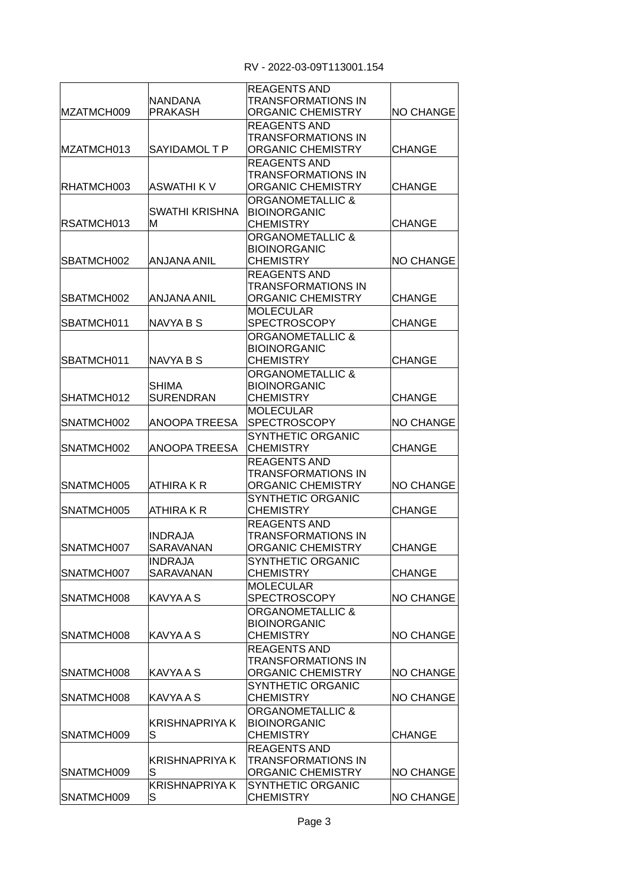RV - 2022-03-09T113001.154

| | | | |
|---|---|---|---|
| MZATMCH009 | NANDANA PRAKASH | REAGENTS AND TRANSFORMATIONS IN ORGANIC CHEMISTRY | NO CHANGE |
| MZATMCH013 | SAYIDAMOL T P | REAGENTS AND TRANSFORMATIONS IN ORGANIC CHEMISTRY | CHANGE |
| RHATMCH003 | ASWATHI K V | REAGENTS AND TRANSFORMATIONS IN ORGANIC CHEMISTRY | CHANGE |
| RSATMCH013 | SWATHI KRISHNA M | ORGANOMETALLIC & BIOINORGANIC CHEMISTRY | CHANGE |
| SBATMCH002 | ANJANA ANIL | ORGANOMETALLIC & BIOINORGANIC CHEMISTRY | NO CHANGE |
| SBATMCH002 | ANJANA ANIL | REAGENTS AND TRANSFORMATIONS IN ORGANIC CHEMISTRY | CHANGE |
| SBATMCH011 | NAVYA B S | MOLECULAR SPECTROSCOPY | CHANGE |
| SBATMCH011 | NAVYA B S | ORGANOMETALLIC & BIOINORGANIC CHEMISTRY | CHANGE |
| SHATMCH012 | SHIMA SURENDRAN | ORGANOMETALLIC & BIOINORGANIC CHEMISTRY | CHANGE |
| SNATMCH002 | ANOOPA TREESA | MOLECULAR SPECTROSCOPY | NO CHANGE |
| SNATMCH002 | ANOOPA TREESA | SYNTHETIC ORGANIC CHEMISTRY | CHANGE |
| SNATMCH005 | ATHIRA K R | REAGENTS AND TRANSFORMATIONS IN ORGANIC CHEMISTRY | NO CHANGE |
| SNATMCH005 | ATHIRA K R | SYNTHETIC ORGANIC CHEMISTRY | CHANGE |
| SNATMCH007 | INDRAJA SARAVANAN | REAGENTS AND TRANSFORMATIONS IN ORGANIC CHEMISTRY | CHANGE |
| SNATMCH007 | INDRAJA SARAVANAN | SYNTHETIC ORGANIC CHEMISTRY | CHANGE |
| SNATMCH008 | KAVYA A S | MOLECULAR SPECTROSCOPY | NO CHANGE |
| SNATMCH008 | KAVYA A S | ORGANOMETALLIC & BIOINORGANIC CHEMISTRY | NO CHANGE |
| SNATMCH008 | KAVYA A S | REAGENTS AND TRANSFORMATIONS IN ORGANIC CHEMISTRY | NO CHANGE |
| SNATMCH008 | KAVYA A S | SYNTHETIC ORGANIC CHEMISTRY | NO CHANGE |
| SNATMCH009 | KRISHNAPRIYA K S | ORGANOMETALLIC & BIOINORGANIC CHEMISTRY | CHANGE |
| SNATMCH009 | KRISHNAPRIYA K S | REAGENTS AND TRANSFORMATIONS IN ORGANIC CHEMISTRY | NO CHANGE |
| SNATMCH009 | KRISHNAPRIYA K S | SYNTHETIC ORGANIC CHEMISTRY | NO CHANGE |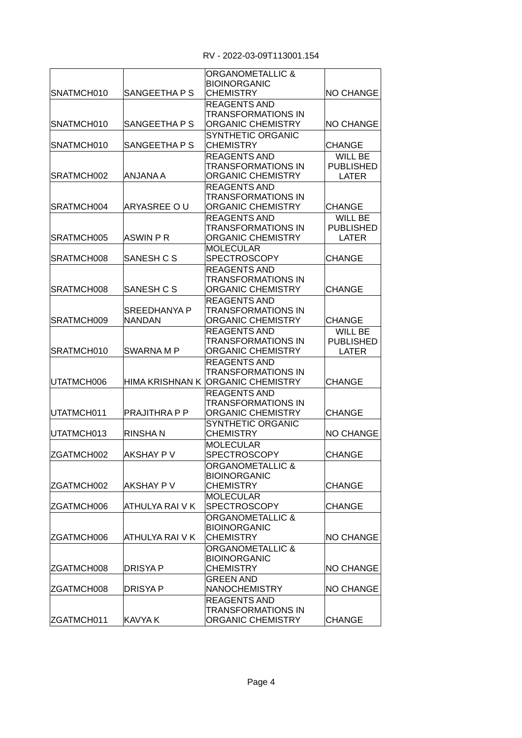RV - 2022-03-09T113001.154

| | | | |
|---|---|---|---|
| SNATMCH010 | SANGEETHA P S | ORGANOMETALLIC & BIOINORGANIC CHEMISTRY | NO CHANGE |
| SNATMCH010 | SANGEETHA P S | REAGENTS AND TRANSFORMATIONS IN ORGANIC CHEMISTRY | NO CHANGE |
| SNATMCH010 | SANGEETHA P S | SYNTHETIC ORGANIC CHEMISTRY | CHANGE |
| SRATMCH002 | ANJANA A | REAGENTS AND TRANSFORMATIONS IN ORGANIC CHEMISTRY | WILL BE PUBLISHED LATER |
| SRATMCH004 | ARYASREE O U | REAGENTS AND TRANSFORMATIONS IN ORGANIC CHEMISTRY | CHANGE |
| SRATMCH005 | ASWIN P R | REAGENTS AND TRANSFORMATIONS IN ORGANIC CHEMISTRY | WILL BE PUBLISHED LATER |
| SRATMCH008 | SANESH C S | MOLECULAR SPECTROSCOPY | CHANGE |
| SRATMCH008 | SANESH C S | REAGENTS AND TRANSFORMATIONS IN ORGANIC CHEMISTRY | CHANGE |
| SRATMCH009 | SREEDHANYA P NANDAN | REAGENTS AND TRANSFORMATIONS IN ORGANIC CHEMISTRY | CHANGE |
| SRATMCH010 | SWARNA M P | REAGENTS AND TRANSFORMATIONS IN ORGANIC CHEMISTRY | WILL BE PUBLISHED LATER |
| UTATMCH006 | HIMA KRISHNAN K | REAGENTS AND TRANSFORMATIONS IN ORGANIC CHEMISTRY | CHANGE |
| UTATMCH011 | PRAJITHRA P P | REAGENTS AND TRANSFORMATIONS IN ORGANIC CHEMISTRY | CHANGE |
| UTATMCH013 | RINSHA N | SYNTHETIC ORGANIC CHEMISTRY | NO CHANGE |
| ZGATMCH002 | AKSHAY P V | MOLECULAR SPECTROSCOPY | CHANGE |
| ZGATMCH002 | AKSHAY P V | ORGANOMETALLIC & BIOINORGANIC CHEMISTRY | CHANGE |
| ZGATMCH006 | ATHULYA RAI V K | MOLECULAR SPECTROSCOPY | CHANGE |
| ZGATMCH006 | ATHULYA RAI V K | ORGANOMETALLIC & BIOINORGANIC CHEMISTRY | NO CHANGE |
| ZGATMCH008 | DRISYA P | ORGANOMETALLIC & BIOINORGANIC CHEMISTRY | NO CHANGE |
| ZGATMCH008 | DRISYA P | GREEN AND NANOCHEMISTRY | NO CHANGE |
| ZGATMCH011 | KAVYA K | REAGENTS AND TRANSFORMATIONS IN ORGANIC CHEMISTRY | CHANGE |